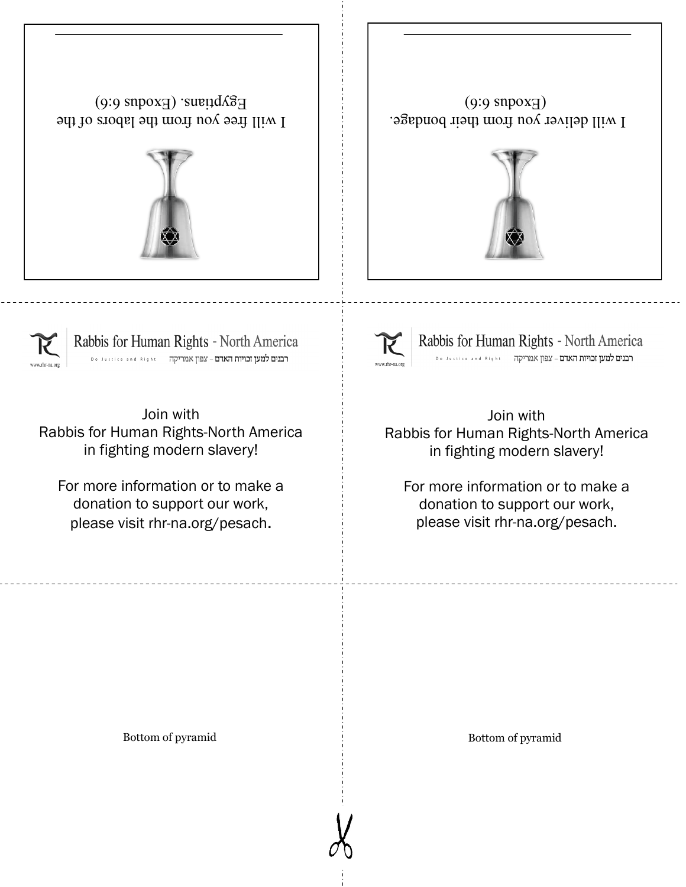I will free you from the labors of the Egyptians. (Exodus 6:6)

I will deliver you from their bondage. (Exodus 6:6)

Rabbis for Human Rights - North America

Do Justice and Right רבנים למען זכויות האדם – צפון אמריקה

www.rhr-na.org

Join with
Rabbis for Human Rights-North America
in fighting modern slavery!

For more information or to make a donation to support our work, please visit rhr-na.org/pesach.

Rabbis for Human Rights - North America

Do Justice and Right רבנים למען זכויות האדם – צפון אמריקה

www.rhr-na.org

Join with
Rabbis for Human Rights-North America
in fighting modern slavery!

For more information or to make a donation to support our work, please visit rhr-na.org/pesach.

Bottom of pyramid

Bottom of pyramid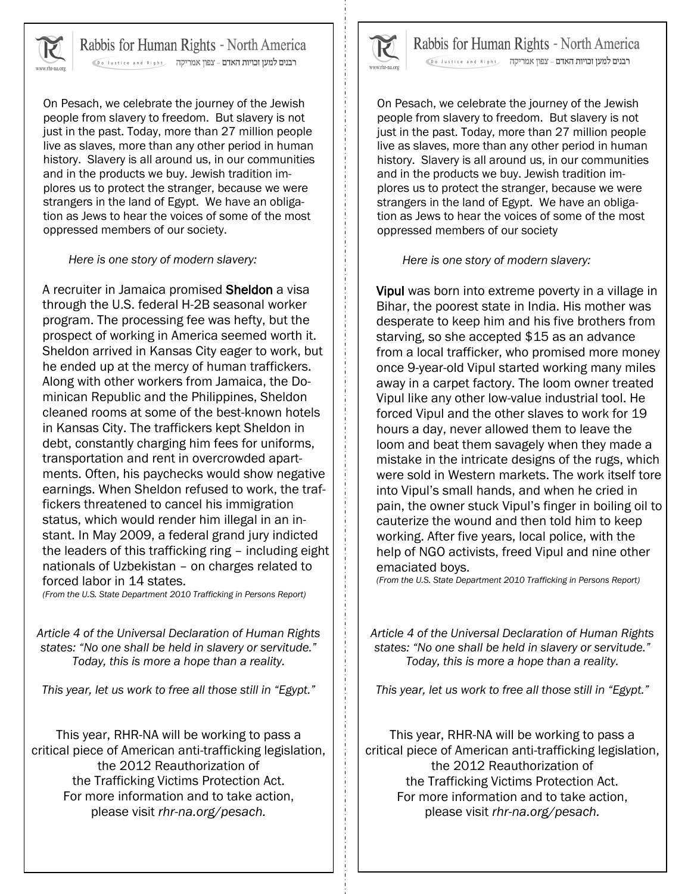# Rabbis for Human Rights - North America

Do Justice and Right רבנים למען זכויות האדם – צפון אמריקה

On Pesach, we celebrate the journey of the Jewish people from slavery to freedom. But slavery is not just in the past. Today, more than 27 million people live as slaves, more than any other period in human history. Slavery is all around us, in our communities and in the products we buy. Jewish tradition implores us to protect the stranger, because we were strangers in the land of Egypt. We have an obligation as Jews to hear the voices of some of the most oppressed members of our society.

*Here is one story of modern slavery:*

A recruiter in Jamaica promised **Sheldon** a visa through the U.S. federal H-2B seasonal worker program. The processing fee was hefty, but the prospect of working in America seemed worth it. Sheldon arrived in Kansas City eager to work, but he ended up at the mercy of human traffickers. Along with other workers from Jamaica, the Dominican Republic and the Philippines, Sheldon cleaned rooms at some of the best-known hotels in Kansas City. The traffickers kept Sheldon in debt, constantly charging him fees for uniforms, transportation and rent in overcrowded apartments. Often, his paychecks would show negative earnings. When Sheldon refused to work, the traffickers threatened to cancel his immigration status, which would render him illegal in an instant. In May 2009, a federal grand jury indicted the leaders of this trafficking ring – including eight nationals of Uzbekistan – on charges related to forced labor in 14 states.

*(From the U.S. State Department 2010 Trafficking in Persons Report)*

*Article 4 of the Universal Declaration of Human Rights states: "No one shall be held in slavery or servitude." Today, this is more a hope than a reality.*

*This year, let us work to free all those still in "Egypt."*

This year, RHR-NA will be working to pass a critical piece of American anti-trafficking legislation, the 2012 Reauthorization of the Trafficking Victims Protection Act. For more information and to take action, please visit *rhr-na.org/pesach.*

# Rabbis for Human Rights - North America

Do Justice and Right רבנים למען זכויות האדם – צפון אמריקה

On Pesach, we celebrate the journey of the Jewish people from slavery to freedom. But slavery is not just in the past. Today, more than 27 million people live as slaves, more than any other period in human history. Slavery is all around us, in our communities and in the products we buy. Jewish tradition implores us to protect the stranger, because we were strangers in the land of Egypt. We have an obligation as Jews to hear the voices of some of the most oppressed members of our society

*Here is one story of modern slavery:*

**Vipul** was born into extreme poverty in a village in Bihar, the poorest state in India. His mother was desperate to keep him and his five brothers from starving, so she accepted $15 as an advance from a local trafficker, who promised more money once 9-year-old Vipul started working many miles away in a carpet factory. The loom owner treated Vipul like any other low-value industrial tool. He forced Vipul and the other slaves to work for 19 hours a day, never allowed them to leave the loom and beat them savagely when they made a mistake in the intricate designs of the rugs, which were sold in Western markets. The work itself tore into Vipul's small hands, and when he cried in pain, the owner stuck Vipul's finger in boiling oil to cauterize the wound and then told him to keep working. After five years, local police, with the help of NGO activists, freed Vipul and nine other emaciated boys.

*(From the U.S. State Department 2010 Trafficking in Persons Report)*

*Article 4 of the Universal Declaration of Human Rights states: "No one shall be held in slavery or servitude." Today, this is more a hope than a reality.*

*This year, let us work to free all those still in "Egypt."*

This year, RHR-NA will be working to pass a critical piece of American anti-trafficking legislation, the 2012 Reauthorization of the Trafficking Victims Protection Act. For more information and to take action, please visit *rhr-na.org/pesach.*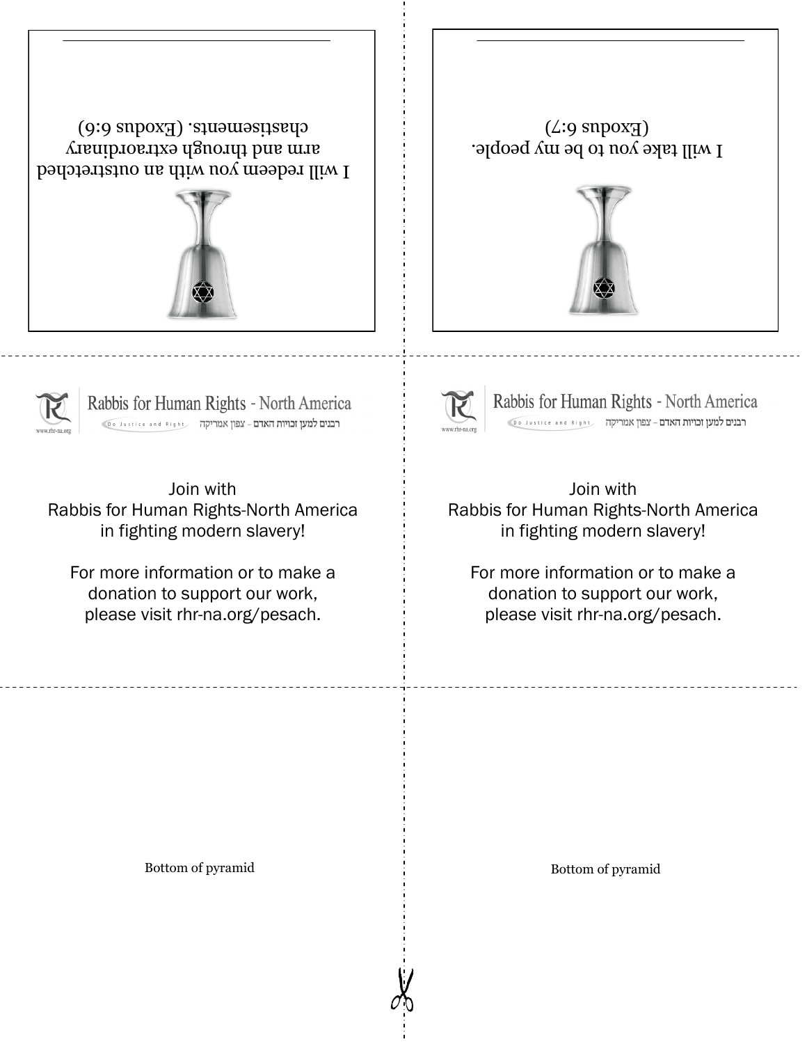I will redeem you with an outstretched arm and through extraordinary chastisements. (Exodus 6:6)

I will take you to be my people. (Exodus 6:7)

Rabbis for Human Rights - North America

Do Justice and Right רבנים למען זכויות האדם – צפון אמריקה

www.rhr-na.org

Join with
Rabbis for Human Rights-North America
in fighting modern slavery!

For more information or to make a
donation to support our work,
please visit rhr-na.org/pesach.

Rabbis for Human Rights - North America

Do Justice and Right רבנים למען זכויות האדם – צפון אמריקה

www.rhr-na.org

Join with
Rabbis for Human Rights-North America
in fighting modern slavery!

For more information or to make a
donation to support our work,
please visit rhr-na.org/pesach.

Bottom of pyramid

Bottom of pyramid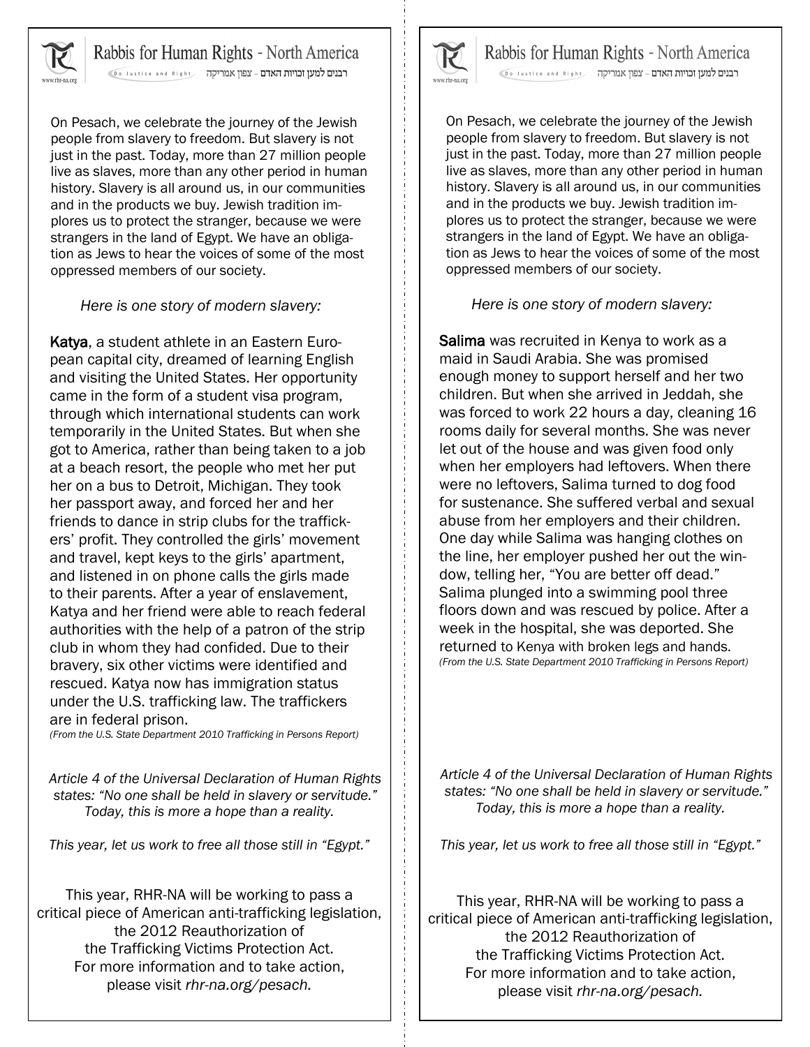Rabbis for Human Rights - North America

Do Justice and Right רבנים למען זכויות האדם – צפון אמריקה

www.rhr-na.org

On Pesach, we celebrate the journey of the Jewish people from slavery to freedom. But slavery is not just in the past. Today, more than 27 million people live as slaves, more than any other period in human history. Slavery is all around us, in our communities and in the products we buy. Jewish tradition implores us to protect the stranger, because we were strangers in the land of Egypt. We have an obligation as Jews to hear the voices of some of the most oppressed members of our society.

*Here is one story of modern slavery:*

**Katya**, a student athlete in an Eastern European capital city, dreamed of learning English and visiting the United States. Her opportunity came in the form of a student visa program, through which international students can work temporarily in the United States. But when she got to America, rather than being taken to a job at a beach resort, the people who met her put her on a bus to Detroit, Michigan. They took her passport away, and forced her and her friends to dance in strip clubs for the traffickers' profit. They controlled the girls' movement and travel, kept keys to the girls' apartment, and listened in on phone calls the girls made to their parents. After a year of enslavement, Katya and her friend were able to reach federal authorities with the help of a patron of the strip club in whom they had confided. Due to their bravery, six other victims were identified and rescued. Katya now has immigration status under the U.S. trafficking law. The traffickers are in federal prison.
*(From the U.S. State Department 2010 Trafficking in Persons Report)*

*Article 4 of the Universal Declaration of Human Rights states: "No one shall be held in slavery or servitude." Today, this is more a hope than a reality.*

*This year, let us work to free all those still in "Egypt."*

This year, RHR-NA will be working to pass a critical piece of American anti-trafficking legislation, the 2012 Reauthorization of the Trafficking Victims Protection Act. For more information and to take action, please visit *rhr-na.org/pesach.*

---

Rabbis for Human Rights - North America

Do Justice and Right רבנים למען זכויות האדם – צפון אמריקה

www.rhr-na.org

On Pesach, we celebrate the journey of the Jewish people from slavery to freedom. But slavery is not just in the past. Today, more than 27 million people live as slaves, more than any other period in human history. Slavery is all around us, in our communities and in the products we buy. Jewish tradition implores us to protect the stranger, because we were strangers in the land of Egypt. We have an obligation as Jews to hear the voices of some of the most oppressed members of our society.

*Here is one story of modern slavery:*

**Salima** was recruited in Kenya to work as a maid in Saudi Arabia. She was promised enough money to support herself and her two children. But when she arrived in Jeddah, she was forced to work 22 hours a day, cleaning 16 rooms daily for several months. She was never let out of the house and was given food only when her employers had leftovers. When there were no leftovers, Salima turned to dog food for sustenance. She suffered verbal and sexual abuse from her employers and their children. One day while Salima was hanging clothes on the line, her employer pushed her out the window, telling her, "You are better off dead." Salima plunged into a swimming pool three floors down and was rescued by police. After a week in the hospital, she was deported. She returned to Kenya with broken legs and hands.
*(From the U.S. State Department 2010 Trafficking in Persons Report)*

*Article 4 of the Universal Declaration of Human Rights states: "No one shall be held in slavery or servitude." Today, this is more a hope than a reality.*

*This year, let us work to free all those still in "Egypt."*

This year, RHR-NA will be working to pass a critical piece of American anti-trafficking legislation, the 2012 Reauthorization of the Trafficking Victims Protection Act. For more information and to take action, please visit *rhr-na.org/pesach.*